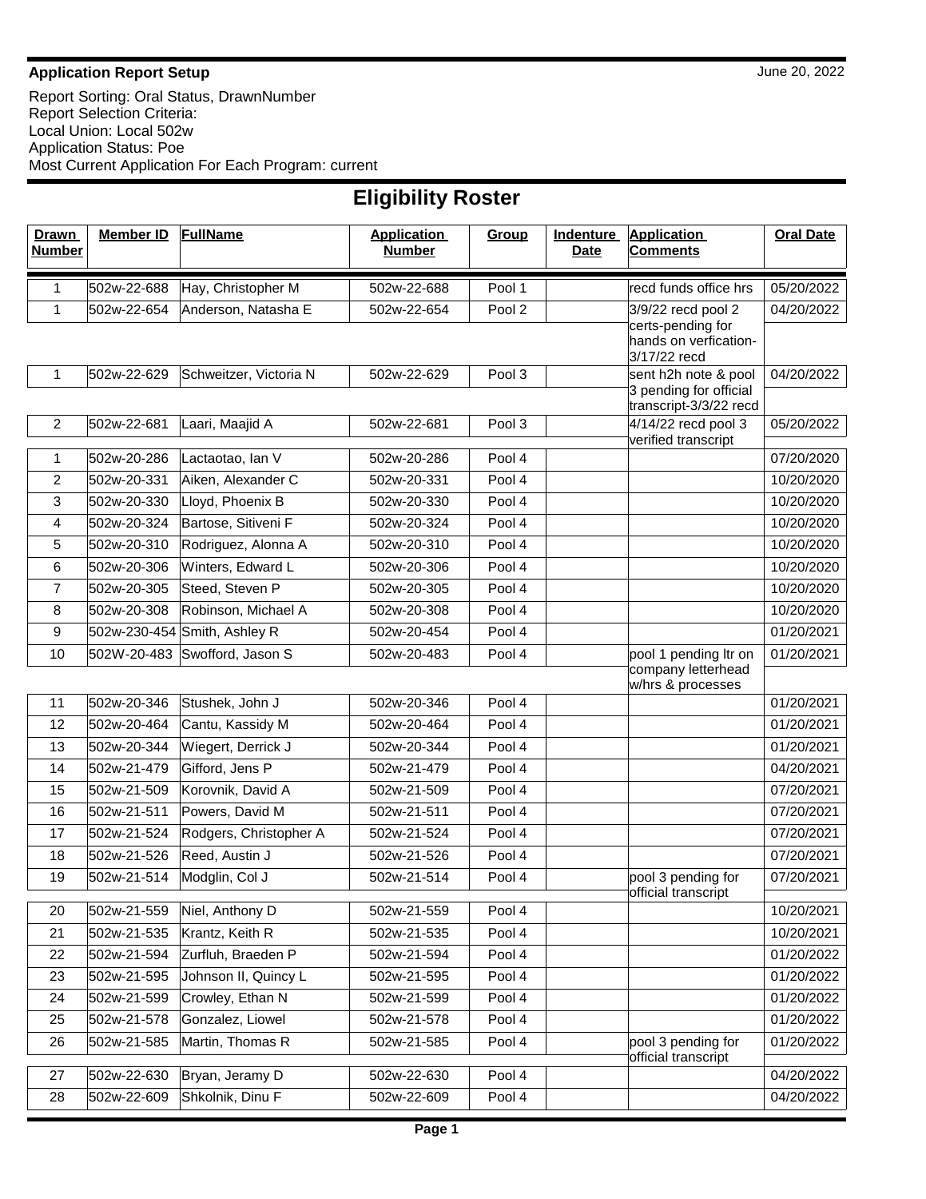**Application Report Setup**

June 20, 2022

Report Sorting: Oral Status, DrawnNumber
Report Selection Criteria:
Local Union: Local 502w
Application Status: Poe
Most Current Application For Each Program: current

# Eligibility Roster

| Drawn Number | Member ID | FullName | Application Number | Group | Indenture Date | Application Comments | Oral Date |
|---|---|---|---|---|---|---|---|
| 1 | 502w-22-688 | Hay, Christopher M | 502w-22-688 | Pool 1 | | recd funds office hrs | 05/20/2022 |
| 1 | 502w-22-654 | Anderson, Natasha E | 502w-22-654 | Pool 2 | | 3/9/22 recd pool 2 certs-pending for hands on verfication-3/17/22 recd | 04/20/2022 |
| 1 | 502w-22-629 | Schweitzer, Victoria N | 502w-22-629 | Pool 3 | | sent h2h note & pool 3 pending for official transcript-3/3/22 recd | 04/20/2022 |
| 2 | 502w-22-681 | Laari, Maajid A | 502w-22-681 | Pool 3 | | 4/14/22 recd pool 3 verified transcript | 05/20/2022 |
| 1 | 502w-20-286 | Lactaotao, Ian V | 502w-20-286 | Pool 4 | | | 07/20/2020 |
| 2 | 502w-20-331 | Aiken, Alexander C | 502w-20-331 | Pool 4 | | | 10/20/2020 |
| 3 | 502w-20-330 | Lloyd, Phoenix B | 502w-20-330 | Pool 4 | | | 10/20/2020 |
| 4 | 502w-20-324 | Bartose, Sitiveni F | 502w-20-324 | Pool 4 | | | 10/20/2020 |
| 5 | 502w-20-310 | Rodriguez, Alonna A | 502w-20-310 | Pool 4 | | | 10/20/2020 |
| 6 | 502w-20-306 | Winters, Edward L | 502w-20-306 | Pool 4 | | | 10/20/2020 |
| 7 | 502w-20-305 | Steed, Steven P | 502w-20-305 | Pool 4 | | | 10/20/2020 |
| 8 | 502w-20-308 | Robinson, Michael A | 502w-20-308 | Pool 4 | | | 10/20/2020 |
| 9 | 502w-230-454 | Smith, Ashley R | 502w-20-454 | Pool 4 | | | 01/20/2021 |
| 10 | 502W-20-483 | Swofford, Jason S | 502w-20-483 | Pool 4 | | pool 1 pending ltr on company letterhead w/hrs & processes | 01/20/2021 |
| 11 | 502w-20-346 | Stushek, John J | 502w-20-346 | Pool 4 | | | 01/20/2021 |
| 12 | 502w-20-464 | Cantu, Kassidy M | 502w-20-464 | Pool 4 | | | 01/20/2021 |
| 13 | 502w-20-344 | Wiegert, Derrick J | 502w-20-344 | Pool 4 | | | 01/20/2021 |
| 14 | 502w-21-479 | Gifford, Jens P | 502w-21-479 | Pool 4 | | | 04/20/2021 |
| 15 | 502w-21-509 | Korovnik, David A | 502w-21-509 | Pool 4 | | | 07/20/2021 |
| 16 | 502w-21-511 | Powers, David M | 502w-21-511 | Pool 4 | | | 07/20/2021 |
| 17 | 502w-21-524 | Rodgers, Christopher A | 502w-21-524 | Pool 4 | | | 07/20/2021 |
| 18 | 502w-21-526 | Reed, Austin J | 502w-21-526 | Pool 4 | | | 07/20/2021 |
| 19 | 502w-21-514 | Modglin, Col J | 502w-21-514 | Pool 4 | | pool 3 pending for official transcript | 07/20/2021 |
| 20 | 502w-21-559 | Niel, Anthony D | 502w-21-559 | Pool 4 | | | 10/20/2021 |
| 21 | 502w-21-535 | Krantz, Keith R | 502w-21-535 | Pool 4 | | | 10/20/2021 |
| 22 | 502w-21-594 | Zurfluh, Braeden P | 502w-21-594 | Pool 4 | | | 01/20/2022 |
| 23 | 502w-21-595 | Johnson II, Quincy L | 502w-21-595 | Pool 4 | | | 01/20/2022 |
| 24 | 502w-21-599 | Crowley, Ethan N | 502w-21-599 | Pool 4 | | | 01/20/2022 |
| 25 | 502w-21-578 | Gonzalez, Liowel | 502w-21-578 | Pool 4 | | | 01/20/2022 |
| 26 | 502w-21-585 | Martin, Thomas R | 502w-21-585 | Pool 4 | | pool 3 pending for official transcript | 01/20/2022 |
| 27 | 502w-22-630 | Bryan, Jeramy D | 502w-22-630 | Pool 4 | | | 04/20/2022 |
| 28 | 502w-22-609 | Shkolnik, Dinu F | 502w-22-609 | Pool 4 | | | 04/20/2022 |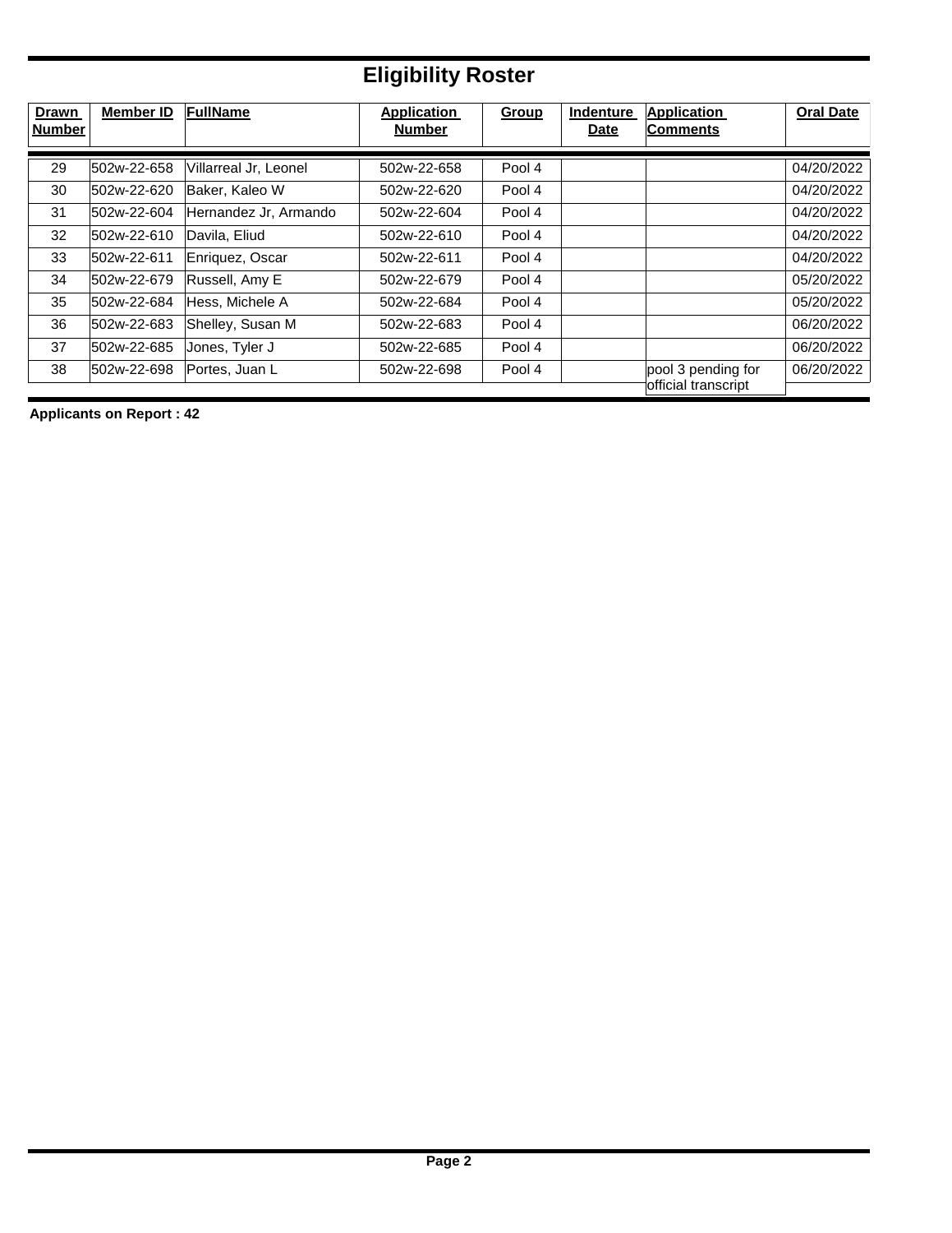# Eligibility Roster

| Drawn Number | Member ID | FullName | Application Number | Group | Indenture Date | Application Comments | Oral Date |
|---|---|---|---|---|---|---|---|
| 29 | 502w-22-658 | Villarreal Jr, Leonel | 502w-22-658 | Pool 4 | | | 04/20/2022 |
| 30 | 502w-22-620 | Baker, Kaleo W | 502w-22-620 | Pool 4 | | | 04/20/2022 |
| 31 | 502w-22-604 | Hernandez Jr, Armando | 502w-22-604 | Pool 4 | | | 04/20/2022 |
| 32 | 502w-22-610 | Davila, Eliud | 502w-22-610 | Pool 4 | | | 04/20/2022 |
| 33 | 502w-22-611 | Enriquez, Oscar | 502w-22-611 | Pool 4 | | | 04/20/2022 |
| 34 | 502w-22-679 | Russell, Amy E | 502w-22-679 | Pool 4 | | | 05/20/2022 |
| 35 | 502w-22-684 | Hess, Michele A | 502w-22-684 | Pool 4 | | | 05/20/2022 |
| 36 | 502w-22-683 | Shelley, Susan M | 502w-22-683 | Pool 4 | | | 06/20/2022 |
| 37 | 502w-22-685 | Jones, Tyler J | 502w-22-685 | Pool 4 | | | 06/20/2022 |
| 38 | 502w-22-698 | Portes, Juan L | 502w-22-698 | Pool 4 | | pool 3 pending for official transcript | 06/20/2022 |

**Applicants on Report : 42**